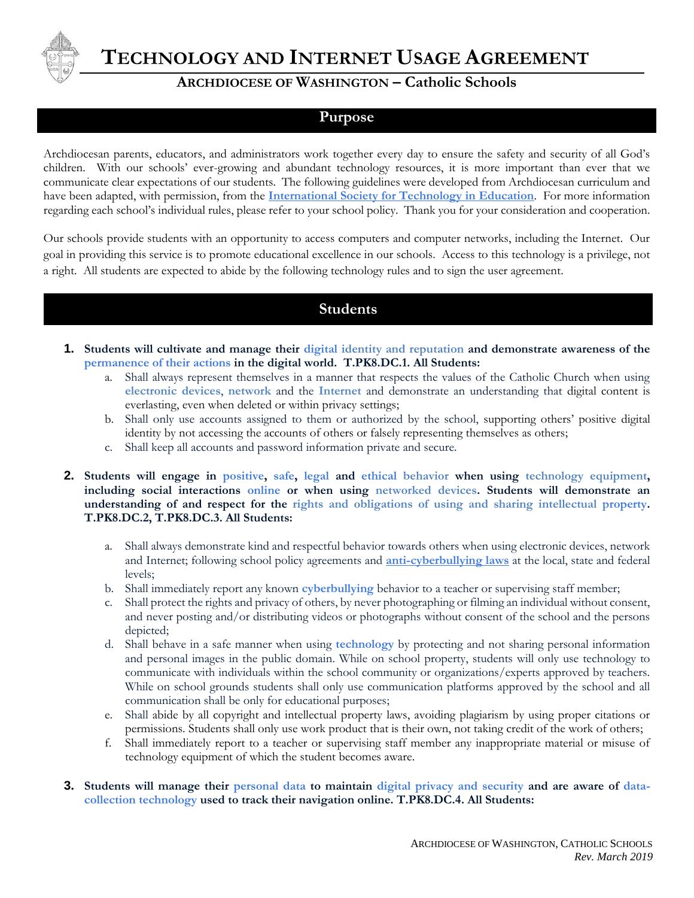# TECHNOLOGY AND INTERNET USAGE AGREEMENT

### ARCHDIOCESE OF WASHINGTON – Catholic Schools

## Purpose

Archdiocesan parents, educators, and administrators work together every day to ensure the safety and security of all God's children. With our schools' ever-growing and abundant technology resources, it is more important than ever that we communicate clear expectations of our students. The following guidelines were developed from Archdiocesan curriculum and have been adapted, with permission, from the **International Society for Technology in Education**. For more information regarding each school's individual rules, please refer to your school policy. Thank you for your consideration and cooperation.

Our schools provide students with an opportunity to access computers and computer networks, including the Internet. Our goal in providing this service is to promote educational excellence in our schools. Access to this technology is a privilege, not a right. All students are expected to abide by the following technology rules and to sign the user agreement.

## Students

1. **Students will cultivate and manage their digital identity and reputation and demonstrate awareness of the permanence of their actions in the digital world. T.PK8.DC.1. All Students:**
   a. Shall always represent themselves in a manner that respects the values of the Catholic Church when using **electronic devices**, **network** and the **Internet** and demonstrate an understanding that digital content is everlasting, even when deleted or within privacy settings;
   b. Shall only use accounts assigned to them or authorized by the school, supporting others' positive digital identity by not accessing the accounts of others or falsely representing themselves as others;
   c. Shall keep all accounts and password information private and secure.

2. **Students will engage in positive, safe, legal and ethical behavior when using technology equipment, including social interactions online or when using networked devices. Students will demonstrate an understanding of and respect for the rights and obligations of using and sharing intellectual property. T.PK8.DC.2, T.PK8.DC.3. All Students:**
   a. Shall always demonstrate kind and respectful behavior towards others when using electronic devices, network and Internet; following school policy agreements and **anti-cyberbullying laws** at the local, state and federal levels;
   b. Shall immediately report any known **cyberbullying** behavior to a teacher or supervising staff member;
   c. Shall protect the rights and privacy of others, by never photographing or filming an individual without consent, and never posting and/or distributing videos or photographs without consent of the school and the persons depicted;
   d. Shall behave in a safe manner when using **technology** by protecting and not sharing personal information and personal images in the public domain. While on school property, students will only use technology to communicate with individuals within the school community or organizations/experts approved by teachers. While on school grounds students shall only use communication platforms approved by the school and all communication shall be only for educational purposes;
   e. Shall abide by all copyright and intellectual property laws, avoiding plagiarism by using proper citations or permissions. Students shall only use work product that is their own, not taking credit of the work of others;
   f. Shall immediately report to a teacher or supervising staff member any inappropriate material or misuse of technology equipment of which the student becomes aware.

3. **Students will manage their personal data to maintain digital privacy and security and are aware of data-collection technology used to track their navigation online. T.PK8.DC.4. All Students:**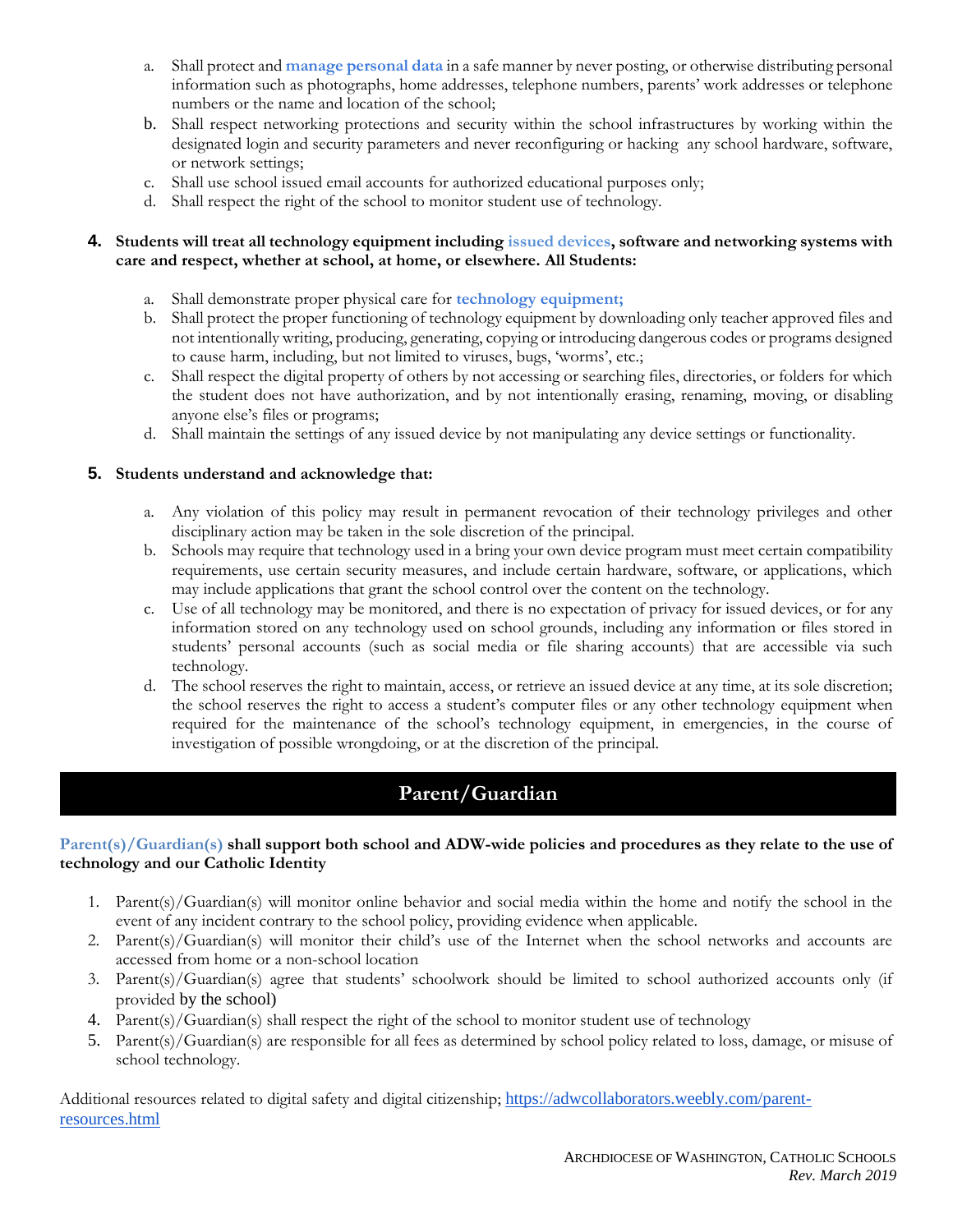a. Shall protect and **manage personal data** in a safe manner by never posting, or otherwise distributing personal information such as photographs, home addresses, telephone numbers, parents' work addresses or telephone numbers or the name and location of the school;
b. Shall respect networking protections and security within the school infrastructures by working within the designated login and security parameters and never reconfiguring or hacking any school hardware, software, or network settings;
c. Shall use school issued email accounts for authorized educational purposes only;
d. Shall respect the right of the school to monitor student use of technology.

**4. Students will treat all technology equipment including issued devices, software and networking systems with care and respect, whether at school, at home, or elsewhere. All Students:**

a. Shall demonstrate proper physical care for **technology equipment;**
b. Shall protect the proper functioning of technology equipment by downloading only teacher approved files and not intentionally writing, producing, generating, copying or introducing dangerous codes or programs designed to cause harm, including, but not limited to viruses, bugs, 'worms', etc.;
c. Shall respect the digital property of others by not accessing or searching files, directories, or folders for which the student does not have authorization, and by not intentionally erasing, renaming, moving, or disabling anyone else's files or programs;
d. Shall maintain the settings of any issued device by not manipulating any device settings or functionality.

**5. Students understand and acknowledge that:**

a. Any violation of this policy may result in permanent revocation of their technology privileges and other disciplinary action may be taken in the sole discretion of the principal.
b. Schools may require that technology used in a bring your own device program must meet certain compatibility requirements, use certain security measures, and include certain hardware, software, or applications, which may include applications that grant the school control over the content on the technology.
c. Use of all technology may be monitored, and there is no expectation of privacy for issued devices, or for any information stored on any technology used on school grounds, including any information or files stored in students' personal accounts (such as social media or file sharing accounts) that are accessible via such technology.
d. The school reserves the right to maintain, access, or retrieve an issued device at any time, at its sole discretion; the school reserves the right to access a student's computer files or any other technology equipment when required for the maintenance of the school's technology equipment, in emergencies, in the course of investigation of possible wrongdoing, or at the discretion of the principal.

## Parent/Guardian

**Parent(s)/Guardian(s) shall support both school and ADW-wide policies and procedures as they relate to the use of technology and our Catholic Identity**

1. Parent(s)/Guardian(s) will monitor online behavior and social media within the home and notify the school in the event of any incident contrary to the school policy, providing evidence when applicable.
2. Parent(s)/Guardian(s) will monitor their child's use of the Internet when the school networks and accounts are accessed from home or a non-school location
3. Parent(s)/Guardian(s) agree that students' schoolwork should be limited to school authorized accounts only (if provided by the school)
4. Parent(s)/Guardian(s) shall respect the right of the school to monitor student use of technology
5. Parent(s)/Guardian(s) are responsible for all fees as determined by school policy related to loss, damage, or misuse of school technology.

Additional resources related to digital safety and digital citizenship; [https://adwcollaborators.weebly.com/parent-resources.html](https://adwcollaborators.weebly.com/parent-resources.html)

ARCHDIOCESE OF WASHINGTON, CATHOLIC SCHOOLS
*Rev. March 2019*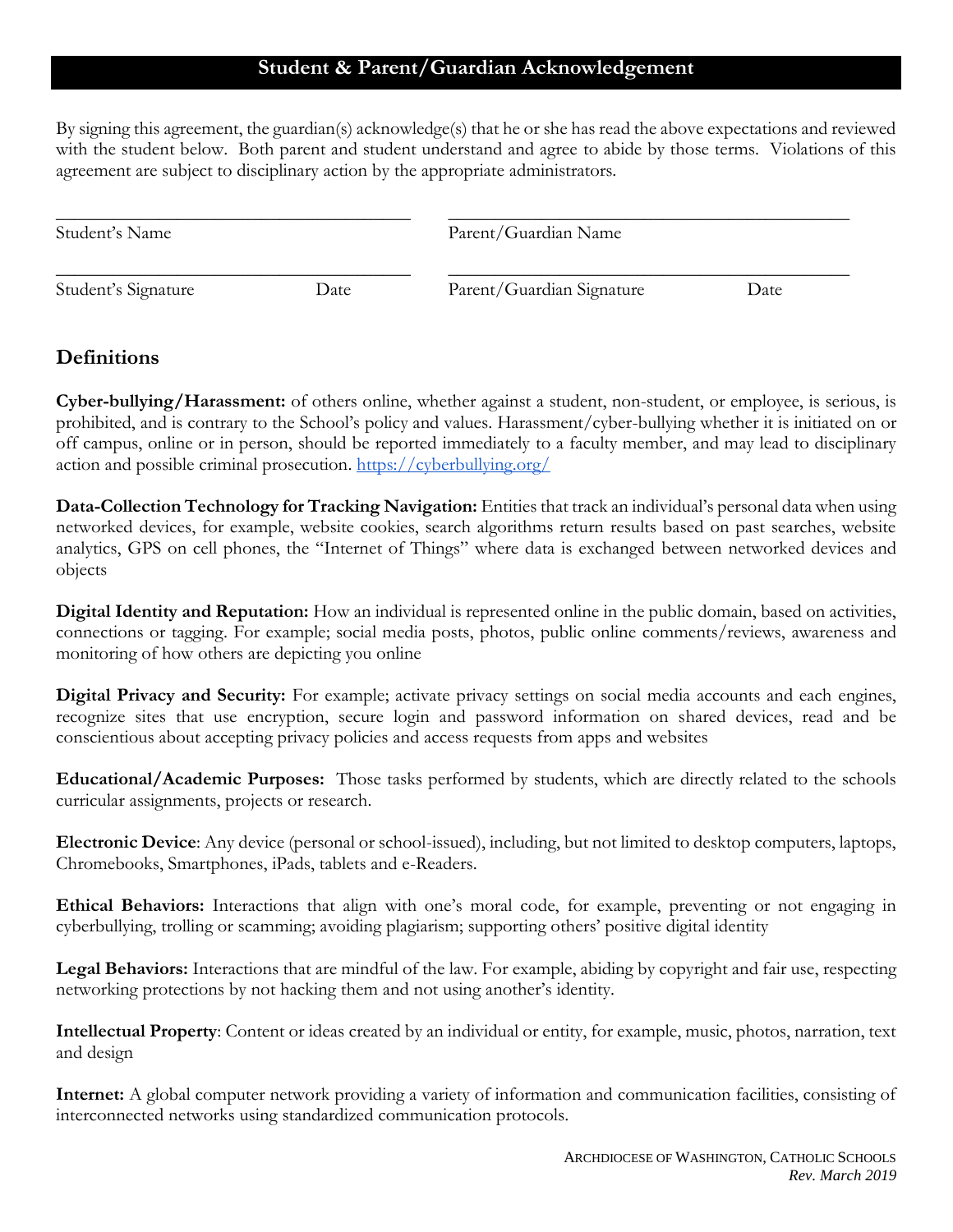## Student & Parent/Guardian Acknowledgement

By signing this agreement, the guardian(s) acknowledge(s) that he or she has read the above expectations and reviewed with the student below. Both parent and student understand and agree to abide by those terms. Violations of this agreement are subject to disciplinary action by the appropriate administrators.

| | |
|---|---|
| \_\_\_\_\_\_\_\_\_\_\_\_\_\_\_\_\_\_\_\_\_\_\_\_\_\_\_\_\_\_\_\_\_\_ | \_\_\_\_\_\_\_\_\_\_\_\_\_\_\_\_\_\_\_\_\_\_\_\_\_\_\_\_\_\_\_\_\_\_ |
| Student's Name | Parent/Guardian Name |
| \_\_\_\_\_\_\_\_\_\_\_\_\_\_\_\_\_\_\_\_\_\_\_\_\_\_\_\_\_\_\_\_\_\_ | \_\_\_\_\_\_\_\_\_\_\_\_\_\_\_\_\_\_\_\_\_\_\_\_\_\_\_\_\_\_\_\_\_\_ |
| Student's Signature Date | Parent/Guardian Signature Date |

## Definitions

**Cyber-bullying/Harassment:** of others online, whether against a student, non-student, or employee, is serious, is prohibited, and is contrary to the School's policy and values. Harassment/cyber-bullying whether it is initiated on or off campus, online or in person, should be reported immediately to a faculty member, and may lead to disciplinary action and possible criminal prosecution. [https://cyberbullying.org/](https://cyberbullying.org/)

**Data-Collection Technology for Tracking Navigation:** Entities that track an individual's personal data when using networked devices, for example, website cookies, search algorithms return results based on past searches, website analytics, GPS on cell phones, the "Internet of Things" where data is exchanged between networked devices and objects

**Digital Identity and Reputation:** How an individual is represented online in the public domain, based on activities, connections or tagging. For example; social media posts, photos, public online comments/reviews, awareness and monitoring of how others are depicting you online

**Digital Privacy and Security:** For example; activate privacy settings on social media accounts and each engines, recognize sites that use encryption, secure login and password information on shared devices, read and be conscientious about accepting privacy policies and access requests from apps and websites

**Educational/Academic Purposes:** Those tasks performed by students, which are directly related to the schools curricular assignments, projects or research.

**Electronic Device**: Any device (personal or school-issued), including, but not limited to desktop computers, laptops, Chromebooks, Smartphones, iPads, tablets and e-Readers.

**Ethical Behaviors:** Interactions that align with one's moral code, for example, preventing or not engaging in cyberbullying, trolling or scamming; avoiding plagiarism; supporting others' positive digital identity

**Legal Behaviors:** Interactions that are mindful of the law. For example, abiding by copyright and fair use, respecting networking protections by not hacking them and not using another's identity.

**Intellectual Property**: Content or ideas created by an individual or entity, for example, music, photos, narration, text and design

**Internet:** A global computer network providing a variety of information and communication facilities, consisting of interconnected networks using standardized communication protocols.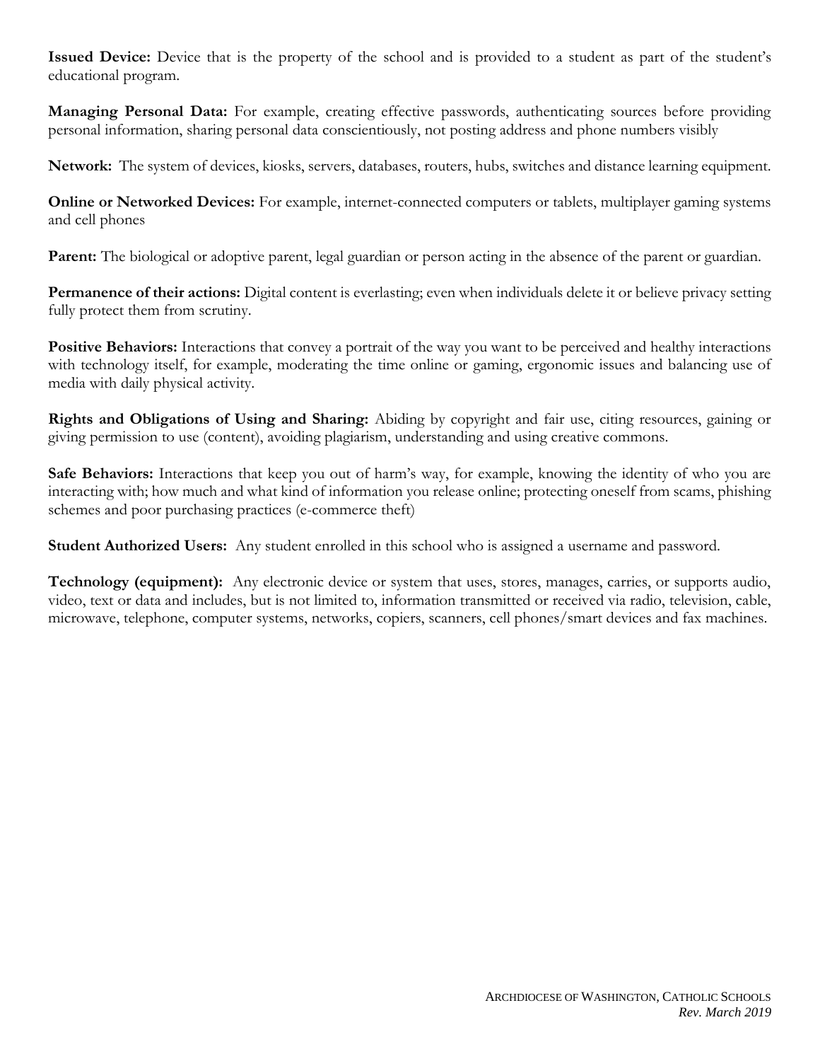**Issued Device:** Device that is the property of the school and is provided to a student as part of the student's educational program.

**Managing Personal Data:** For example, creating effective passwords, authenticating sources before providing personal information, sharing personal data conscientiously, not posting address and phone numbers visibly

**Network:** The system of devices, kiosks, servers, databases, routers, hubs, switches and distance learning equipment.

**Online or Networked Devices:** For example, internet-connected computers or tablets, multiplayer gaming systems and cell phones

**Parent:** The biological or adoptive parent, legal guardian or person acting in the absence of the parent or guardian.

**Permanence of their actions:** Digital content is everlasting; even when individuals delete it or believe privacy setting fully protect them from scrutiny.

**Positive Behaviors:** Interactions that convey a portrait of the way you want to be perceived and healthy interactions with technology itself, for example, moderating the time online or gaming, ergonomic issues and balancing use of media with daily physical activity.

**Rights and Obligations of Using and Sharing:** Abiding by copyright and fair use, citing resources, gaining or giving permission to use (content), avoiding plagiarism, understanding and using creative commons.

**Safe Behaviors:** Interactions that keep you out of harm's way, for example, knowing the identity of who you are interacting with; how much and what kind of information you release online; protecting oneself from scams, phishing schemes and poor purchasing practices (e-commerce theft)

**Student Authorized Users:** Any student enrolled in this school who is assigned a username and password.

**Technology (equipment):** Any electronic device or system that uses, stores, manages, carries, or supports audio, video, text or data and includes, but is not limited to, information transmitted or received via radio, television, cable, microwave, telephone, computer systems, networks, copiers, scanners, cell phones/smart devices and fax machines.